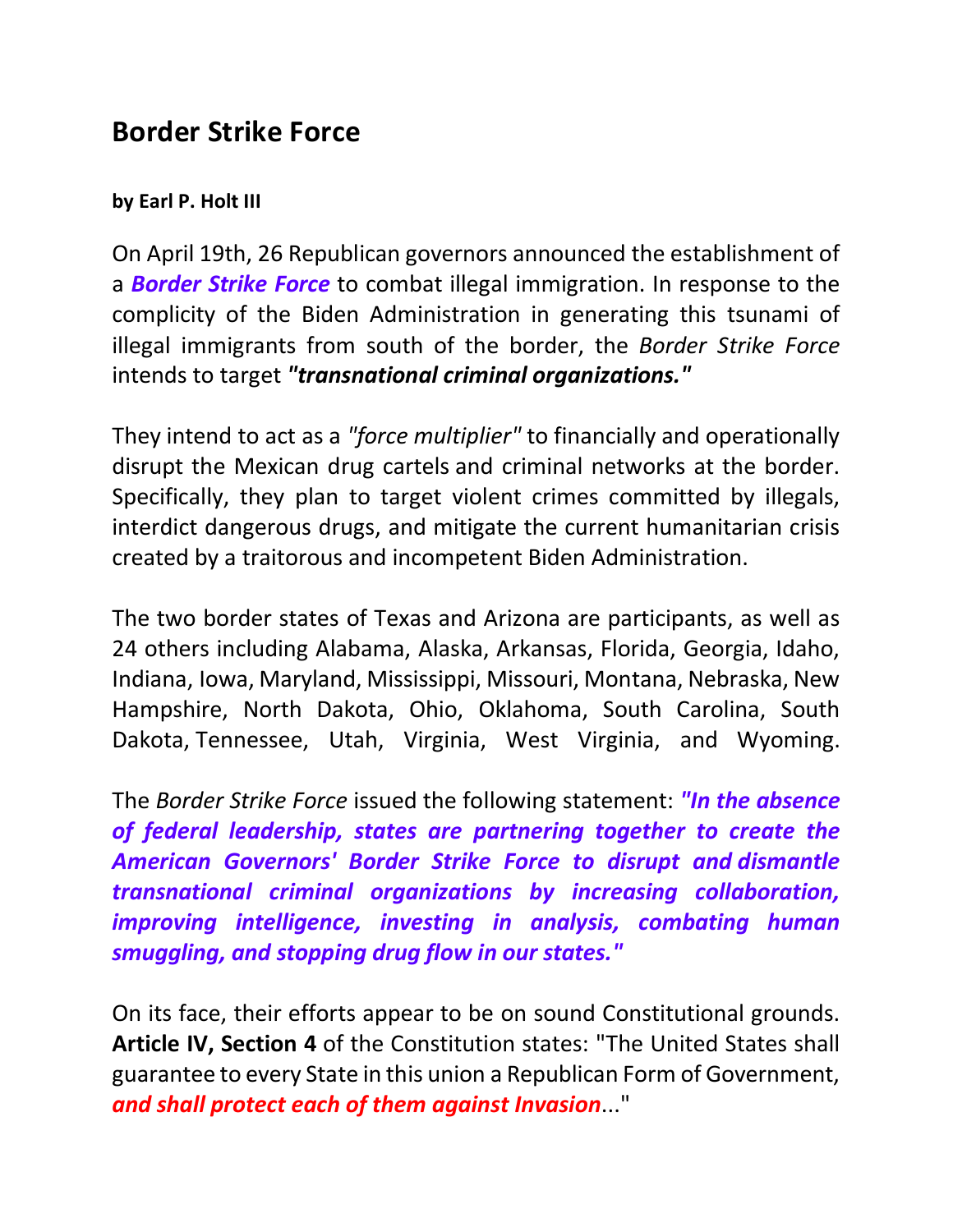# Border Strike Force

**by Earl P. Holt III**

On April 19th, 26 Republican governors announced the establishment of a ***Border Strike Force*** to combat illegal immigration. In response to the complicity of the Biden Administration in generating this tsunami of illegal immigrants from south of the border, the *Border Strike Force* intends to target ***"transnational criminal organizations."***

They intend to act as a *"force multiplier"* to financially and operationally disrupt the Mexican drug cartels and criminal networks at the border. Specifically, they plan to target violent crimes committed by illegals, interdict dangerous drugs, and mitigate the current humanitarian crisis created by a traitorous and incompetent Biden Administration.

The two border states of Texas and Arizona are participants, as well as 24 others including Alabama, Alaska, Arkansas, Florida, Georgia, Idaho, Indiana, Iowa, Maryland, Mississippi, Missouri, Montana, Nebraska, New Hampshire, North Dakota, Ohio, Oklahoma, South Carolina, South Dakota, Tennessee, Utah, Virginia, West Virginia, and Wyoming.

The *Border Strike Force* issued the following statement: ***"In the absence of federal leadership, states are partnering together to create the American Governors' Border Strike Force to disrupt and dismantle transnational criminal organizations by increasing collaboration, improving intelligence, investing in analysis, combating human smuggling, and stopping drug flow in our states."***

On its face, their efforts appear to be on sound Constitutional grounds. **Article IV, Section 4** of the Constitution states: "The United States shall guarantee to every State in this union a Republican Form of Government, ***and shall protect each of them against Invasion***..."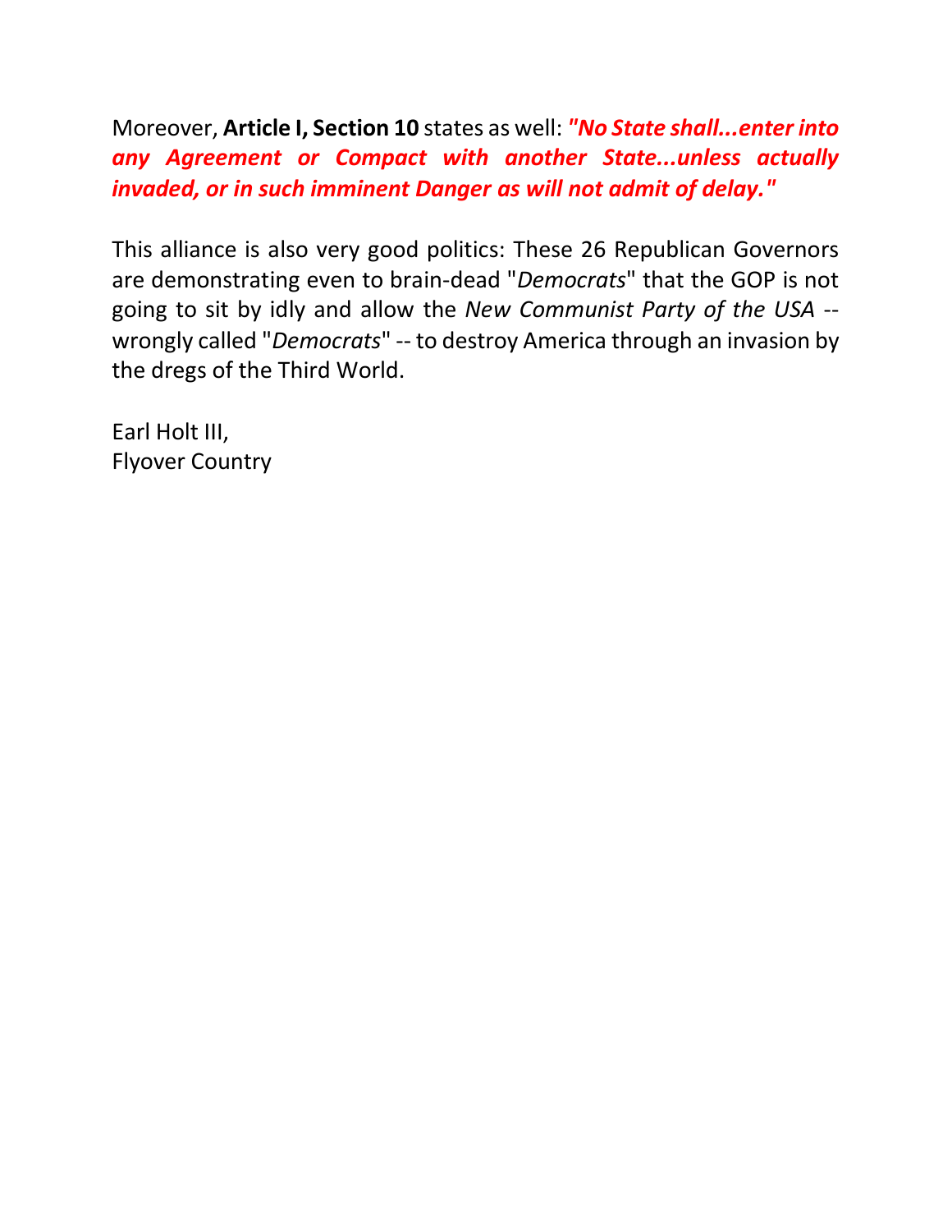Moreover, **Article I, Section 10** states as well: ***"No State shall...enter into any Agreement or Compact with another State...unless actually invaded, or in such imminent Danger as will not admit of delay."***

This alliance is also very good politics: These 26 Republican Governors are demonstrating even to brain-dead "*Democrats*" that the GOP is not going to sit by idly and allow the *New Communist Party of the USA* -- wrongly called "*Democrats*" -- to destroy America through an invasion by the dregs of the Third World.

Earl Holt III,  
Flyover Country